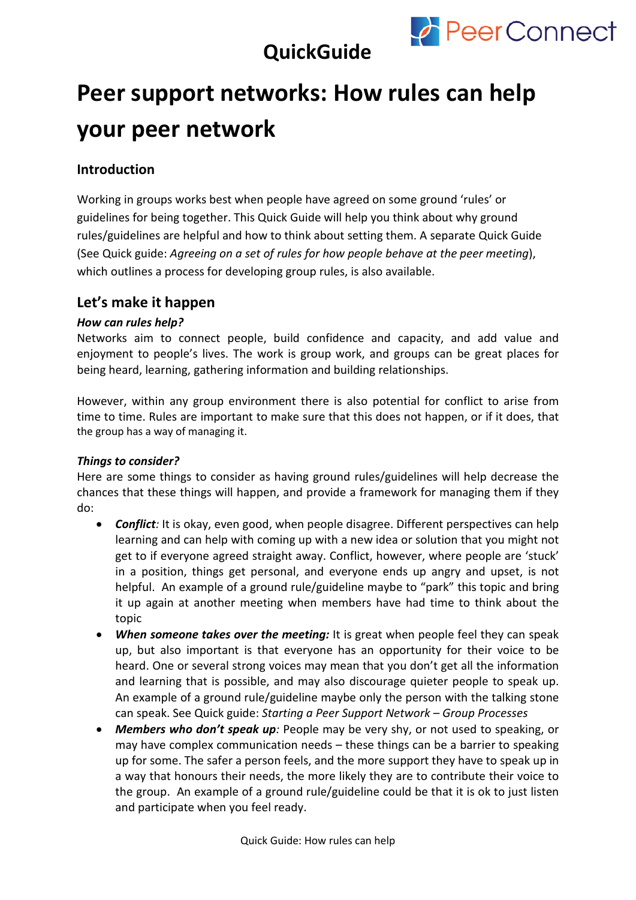# QuickGuide

# Peer support networks: How rules can help your peer network

## Introduction

Working in groups works best when people have agreed on some ground 'rules' or guidelines for being together. This Quick Guide will help you think about why ground rules/guidelines are helpful and how to think about setting them. A separate Quick Guide (See Quick guide: *Agreeing on a set of rules for how people behave at the peer meeting*), which outlines a process for developing group rules, is also available.

## Let's make it happen

***How can rules help?***

Networks aim to connect people, build confidence and capacity, and add value and enjoyment to people's lives. The work is group work, and groups can be great places for being heard, learning, gathering information and building relationships.

However, within any group environment there is also potential for conflict to arise from time to time. Rules are important to make sure that this does not happen, or if it does, that the group has a way of managing it.

***Things to consider?***

Here are some things to consider as having ground rules/guidelines will help decrease the chances that these things will happen, and provide a framework for managing them if they do:

- ***Conflict****:* It is okay, even good, when people disagree. Different perspectives can help learning and can help with coming up with a new idea or solution that you might not get to if everyone agreed straight away. Conflict, however, where people are 'stuck' in a position, things get personal, and everyone ends up angry and upset, is not helpful. An example of a ground rule/guideline maybe to "park" this topic and bring it up again at another meeting when members have had time to think about the topic
- ***When someone takes over the meeting:*** It is great when people feel they can speak up, but also important is that everyone has an opportunity for their voice to be heard. One or several strong voices may mean that you don't get all the information and learning that is possible, and may also discourage quieter people to speak up. An example of a ground rule/guideline maybe only the person with the talking stone can speak. See Quick guide: *Starting a Peer Support Network – Group Processes*
- ***Members who don't speak up****:* People may be very shy, or not used to speaking, or may have complex communication needs – these things can be a barrier to speaking up for some. The safer a person feels, and the more support they have to speak up in a way that honours their needs, the more likely they are to contribute their voice to the group. An example of a ground rule/guideline could be that it is ok to just listen and participate when you feel ready.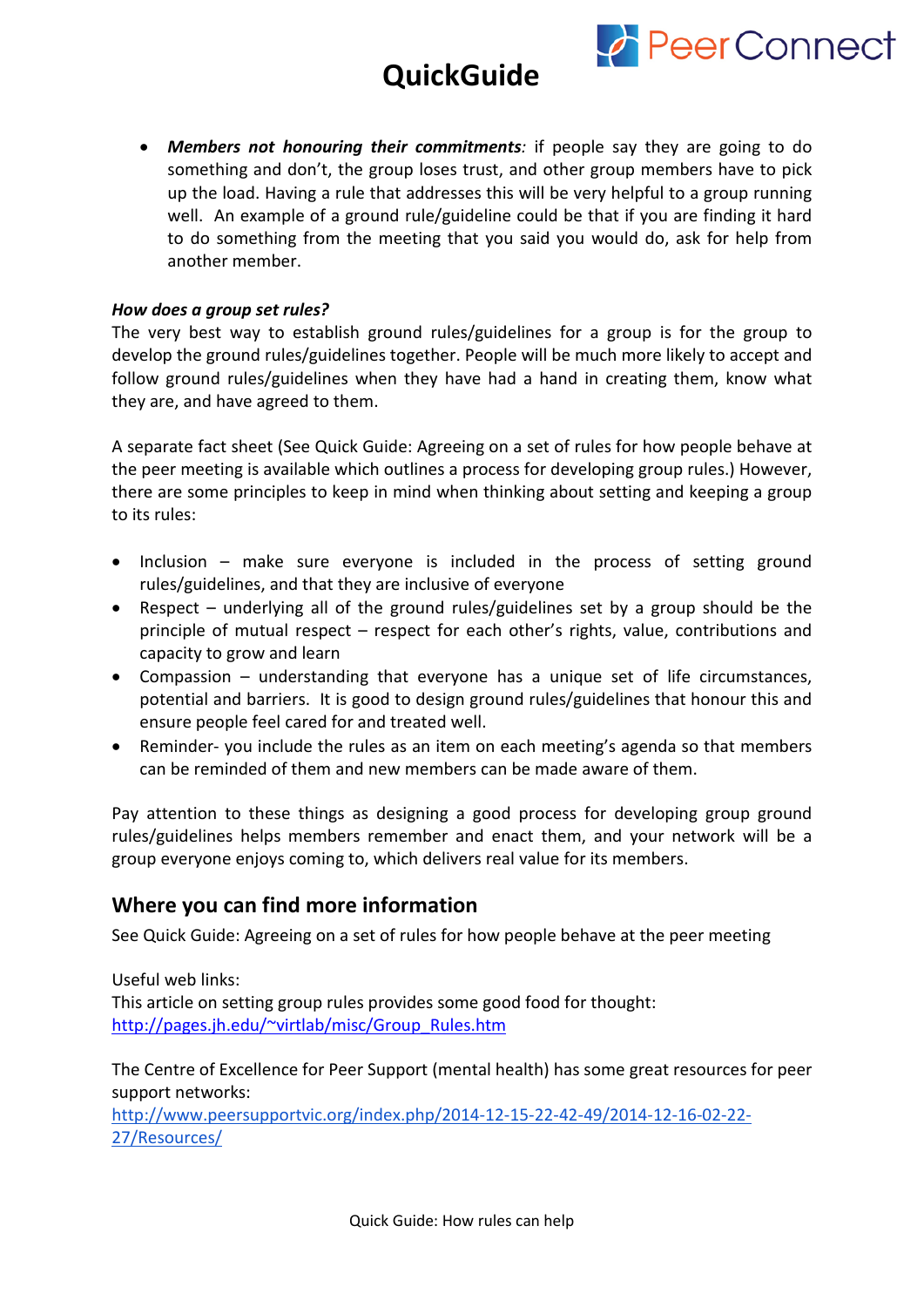- ***Members not honouring their commitments**:* if people say they are going to do something and don't, the group loses trust, and other group members have to pick up the load. Having a rule that addresses this will be very helpful to a group running well. An example of a ground rule/guideline could be that if you are finding it hard to do something from the meeting that you said you would do, ask for help from another member.

***How does a group set rules?***

The very best way to establish ground rules/guidelines for a group is for the group to develop the ground rules/guidelines together. People will be much more likely to accept and follow ground rules/guidelines when they have had a hand in creating them, know what they are, and have agreed to them.

A separate fact sheet (See Quick Guide: Agreeing on a set of rules for how people behave at the peer meeting is available which outlines a process for developing group rules.) However, there are some principles to keep in mind when thinking about setting and keeping a group to its rules:

- Inclusion – make sure everyone is included in the process of setting ground rules/guidelines, and that they are inclusive of everyone
- Respect – underlying all of the ground rules/guidelines set by a group should be the principle of mutual respect – respect for each other's rights, value, contributions and capacity to grow and learn
- Compassion – understanding that everyone has a unique set of life circumstances, potential and barriers. It is good to design ground rules/guidelines that honour this and ensure people feel cared for and treated well.
- Reminder- you include the rules as an item on each meeting's agenda so that members can be reminded of them and new members can be made aware of them.

Pay attention to these things as designing a good process for developing group ground rules/guidelines helps members remember and enact them, and your network will be a group everyone enjoys coming to, which delivers real value for its members.

## Where you can find more information

See Quick Guide: Agreeing on a set of rules for how people behave at the peer meeting

Useful web links:

This article on setting group rules provides some good food for thought:
http://pages.jh.edu/~virtlab/misc/Group_Rules.htm

The Centre of Excellence for Peer Support (mental health) has some great resources for peer support networks:
http://www.peersupportvic.org/index.php/2014-12-15-22-42-49/2014-12-16-02-22-27/Resources/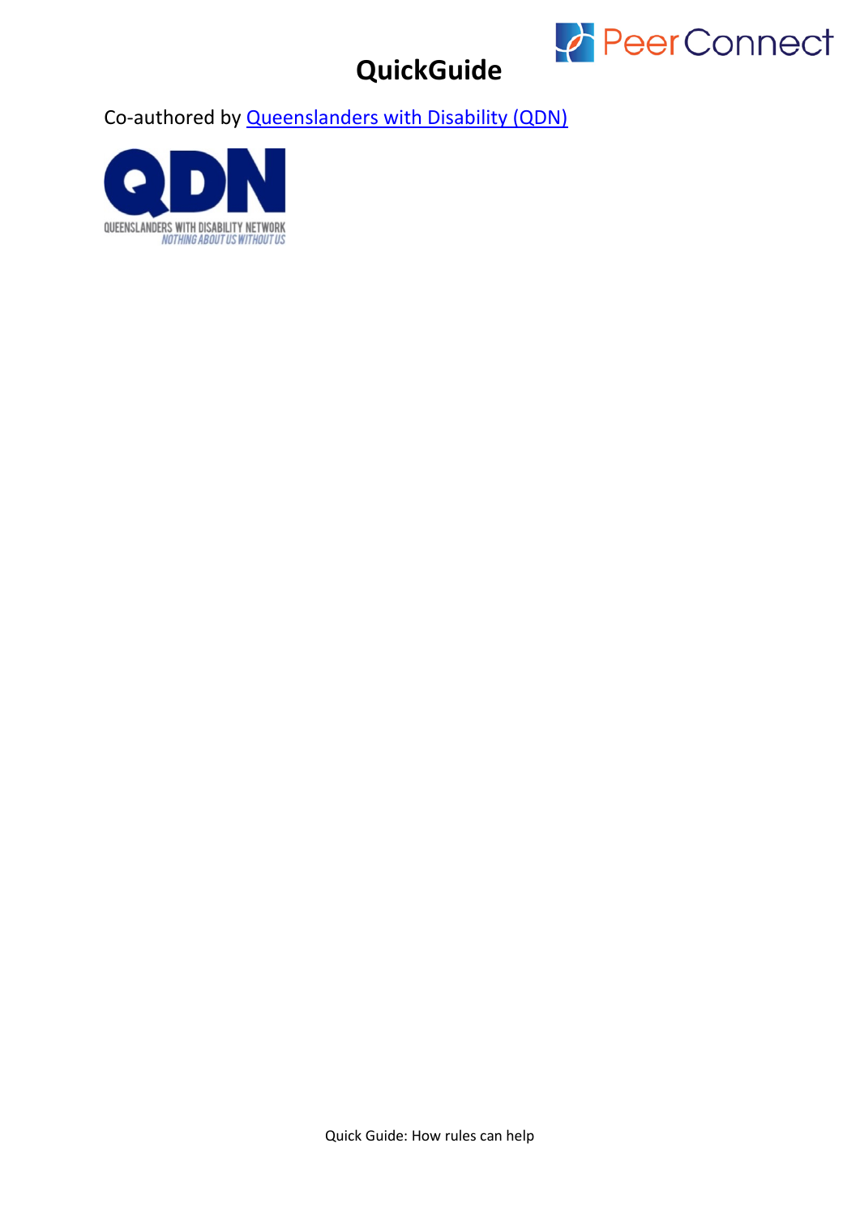# QuickGuide

Co-authored by [Queenslanders with Disability (QDN)]()